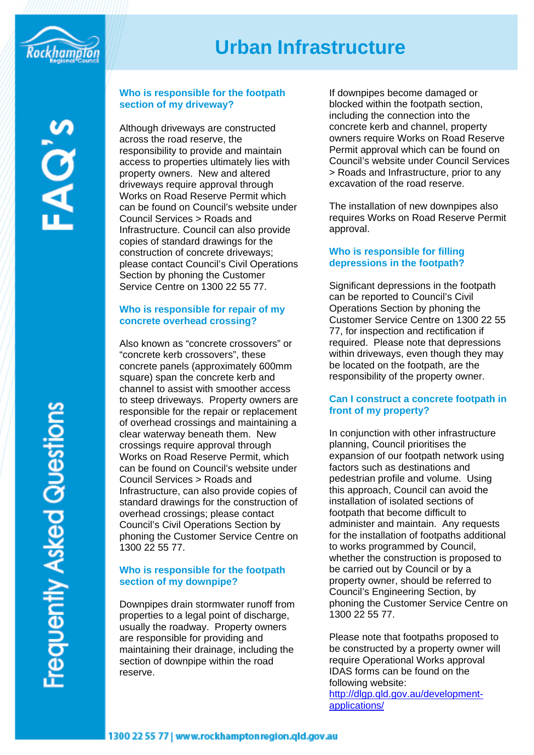# Urban Infrastructure

## Frequently Asked Questions

### Who is responsible for the footpath section of my driveway?

Although driveways are constructed across the road reserve, the responsibility to provide and maintain access to properties ultimately lies with property owners. New and altered driveways require approval through Works on Road Reserve Permit which can be found on Council's website under Council Services > Roads and Infrastructure. Council can also provide copies of standard drawings for the construction of concrete driveways; please contact Council's Civil Operations Section by phoning the Customer Service Centre on 1300 22 55 77.

### Who is responsible for repair of my concrete overhead crossing?

Also known as "concrete crossovers" or "concrete kerb crossovers", these concrete panels (approximately 600mm square) span the concrete kerb and channel to assist with smoother access to steep driveways. Property owners are responsible for the repair or replacement of overhead crossings and maintaining a clear waterway beneath them. New crossings require approval through Works on Road Reserve Permit, which can be found on Council's website under Council Services > Roads and Infrastructure, can also provide copies of standard drawings for the construction of overhead crossings; please contact Council's Civil Operations Section by phoning the Customer Service Centre on 1300 22 55 77.

### Who is responsible for the footpath section of my downpipe?

Downpipes drain stormwater runoff from properties to a legal point of discharge, usually the roadway. Property owners are responsible for providing and maintaining their drainage, including the section of downpipe within the road reserve.

If downpipes become damaged or blocked within the footpath section, including the connection into the concrete kerb and channel, property owners require Works on Road Reserve Permit approval which can be found on Council's website under Council Services > Roads and Infrastructure, prior to any excavation of the road reserve.

The installation of new downpipes also requires Works on Road Reserve Permit approval.

### Who is responsible for filling depressions in the footpath?

Significant depressions in the footpath can be reported to Council's Civil Operations Section by phoning the Customer Service Centre on 1300 22 55 77, for inspection and rectification if required. Please note that depressions within driveways, even though they may be located on the footpath, are the responsibility of the property owner.

### Can I construct a concrete footpath in front of my property?

In conjunction with other infrastructure planning, Council prioritises the expansion of our footpath network using factors such as destinations and pedestrian profile and volume. Using this approach, Council can avoid the installation of isolated sections of footpath that become difficult to administer and maintain. Any requests for the installation of footpaths additional to works programmed by Council, whether the construction is proposed to be carried out by Council or by a property owner, should be referred to Council's Engineering Section, by phoning the Customer Service Centre on 1300 22 55 77.

Please note that footpaths proposed to be constructed by a property owner will require Operational Works approval IDAS forms can be found on the following website: [http://dlgp.qld.gov.au/development-applications/](http://dlgp.qld.gov.au/development-applications/)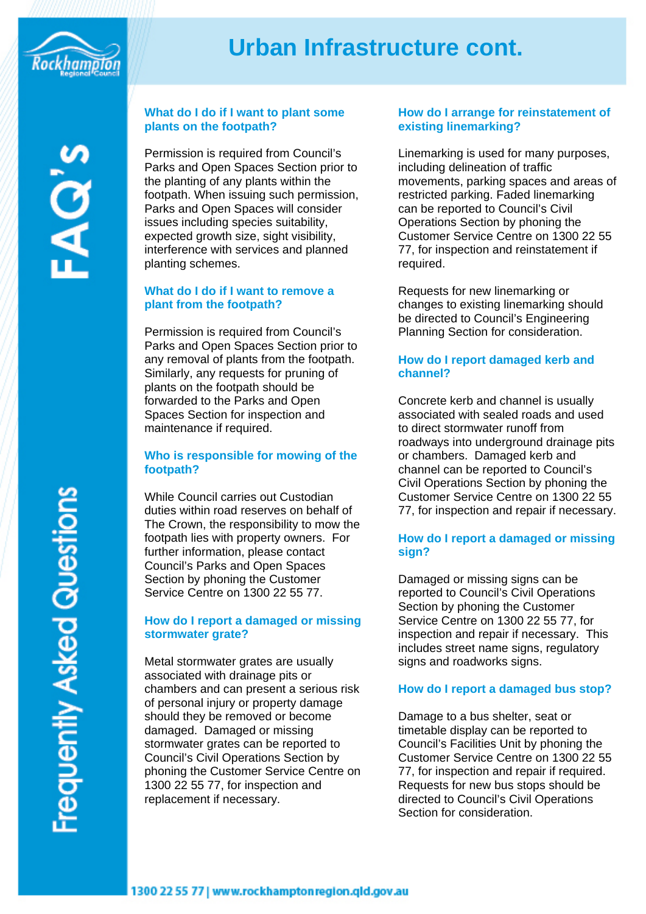# Urban Infrastructure cont.

### What do I do if I want to plant some plants on the footpath?

Permission is required from Council's Parks and Open Spaces Section prior to the planting of any plants within the footpath. When issuing such permission, Parks and Open Spaces will consider issues including species suitability, expected growth size, sight visibility, interference with services and planned planting schemes.

### What do I do if I want to remove a plant from the footpath?

Permission is required from Council's Parks and Open Spaces Section prior to any removal of plants from the footpath. Similarly, any requests for pruning of plants on the footpath should be forwarded to the Parks and Open Spaces Section for inspection and maintenance if required.

### Who is responsible for mowing of the footpath?

While Council carries out Custodian duties within road reserves on behalf of The Crown, the responsibility to mow the footpath lies with property owners. For further information, please contact Council's Parks and Open Spaces Section by phoning the Customer Service Centre on 1300 22 55 77.

### How do I report a damaged or missing stormwater grate?

Metal stormwater grates are usually associated with drainage pits or chambers and can present a serious risk of personal injury or property damage should they be removed or become damaged. Damaged or missing stormwater grates can be reported to Council's Civil Operations Section by phoning the Customer Service Centre on 1300 22 55 77, for inspection and replacement if necessary.

### How do I arrange for reinstatement of existing linemarking?

Linemarking is used for many purposes, including delineation of traffic movements, parking spaces and areas of restricted parking. Faded linemarking can be reported to Council's Civil Operations Section by phoning the Customer Service Centre on 1300 22 55 77, for inspection and reinstatement if required.

Requests for new linemarking or changes to existing linemarking should be directed to Council's Engineering Planning Section for consideration.

### How do I report damaged kerb and channel?

Concrete kerb and channel is usually associated with sealed roads and used to direct stormwater runoff from roadways into underground drainage pits or chambers. Damaged kerb and channel can be reported to Council's Civil Operations Section by phoning the Customer Service Centre on 1300 22 55 77, for inspection and repair if necessary.

### How do I report a damaged or missing sign?

Damaged or missing signs can be reported to Council's Civil Operations Section by phoning the Customer Service Centre on 1300 22 55 77, for inspection and repair if necessary. This includes street name signs, regulatory signs and roadworks signs.

### How do I report a damaged bus stop?

Damage to a bus shelter, seat or timetable display can be reported to Council's Facilities Unit by phoning the Customer Service Centre on 1300 22 55 77, for inspection and repair if required. Requests for new bus stops should be directed to Council's Civil Operations Section for consideration.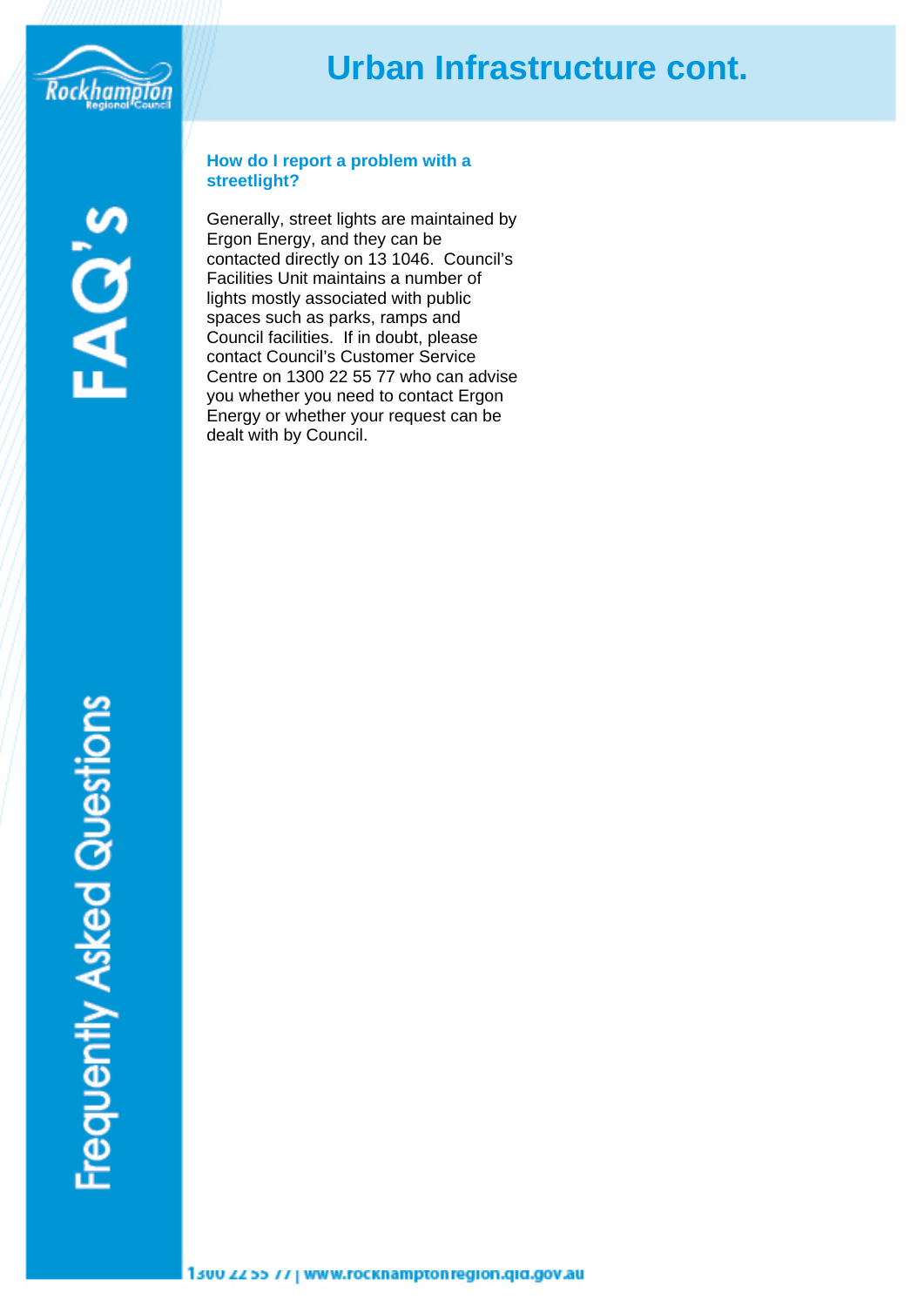# Urban Infrastructure cont.

### How do I report a problem with a streetlight?

Generally, street lights are maintained by Ergon Energy, and they can be contacted directly on 13 1046. Council's Facilities Unit maintains a number of lights mostly associated with public spaces such as parks, ramps and Council facilities. If in doubt, please contact Council's Customer Service Centre on 1300 22 55 77 who can advise you whether you need to contact Ergon Energy or whether your request can be dealt with by Council.